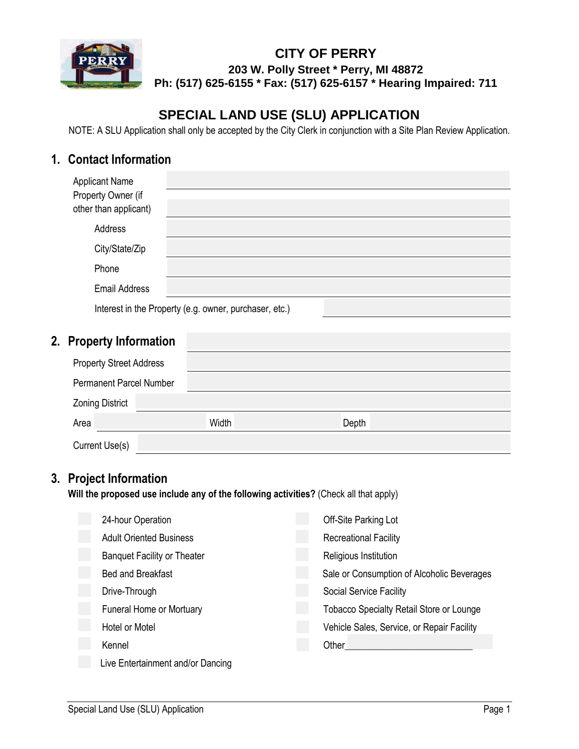# CITY OF PERRY

**203 W. Polly Street * Perry, MI 48872**

**Ph: (517) 625-6155 * Fax: (517) 625-6157 * Hearing Impaired: 711**

## SPECIAL LAND USE (SLU) APPLICATION

NOTE: A SLU Application shall only be accepted by the City Clerk in conjunction with a Site Plan Review Application.

### 1. Contact Information

Applicant Name ______________________

Property Owner (if other than applicant) ______________________

Address ______________________

City/State/Zip ______________________

Phone ______________________

Email Address ______________________

Interest in the Property (e.g. owner, purchaser, etc.) ______________________

### 2. Property Information

Property Street Address ______________________

Permanent Parcel Number ______________________

Zoning District ______________________

Area __________ Width __________ Depth __________

Current Use(s) ______________________

### 3. Project Information

**Will the proposed use include any of the following activities?** (Check all that apply)

- [ ] 24-hour Operation
- [ ] Adult Oriented Business
- [ ] Banquet Facility or Theater
- [ ] Bed and Breakfast
- [ ] Drive-Through
- [ ] Funeral Home or Mortuary
- [ ] Hotel or Motel
- [ ] Kennel
- [ ] Live Entertainment and/or Dancing
- [ ] Off-Site Parking Lot
- [ ] Recreational Facility
- [ ] Religious Institution
- [ ] Sale or Consumption of Alcoholic Beverages
- [ ] Social Service Facility
- [ ] Tobacco Specialty Retail Store or Lounge
- [ ] Vehicle Sales, Service, or Repair Facility
- [ ] Other__________________________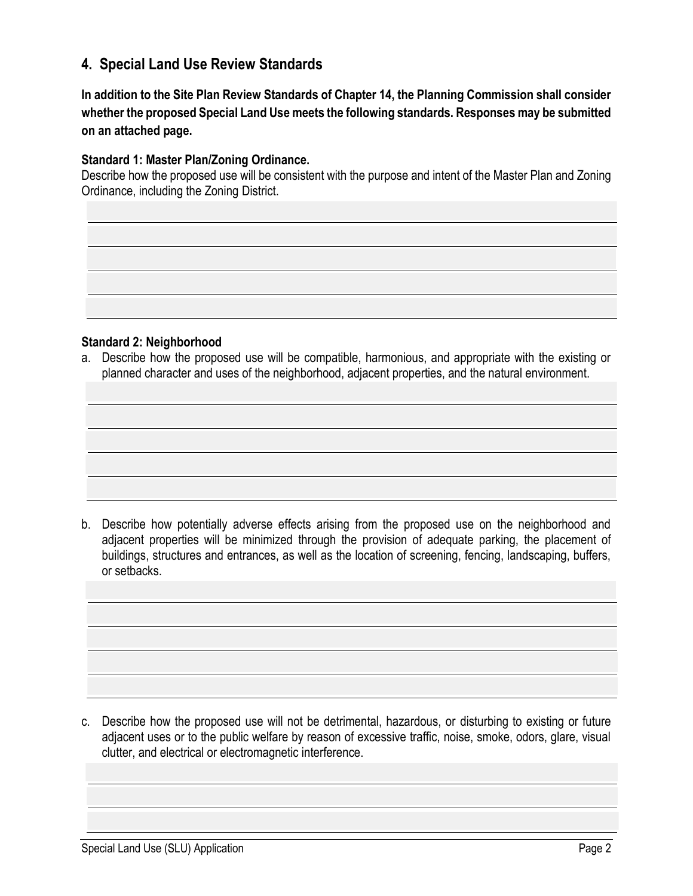## 4. Special Land Use Review Standards

**In addition to the Site Plan Review Standards of Chapter 14, the Planning Commission shall consider whether the proposed Special Land Use meets the following standards. Responses may be submitted on an attached page.**

**Standard 1: Master Plan/Zoning Ordinance.**

Describe how the proposed use will be consistent with the purpose and intent of the Master Plan and Zoning Ordinance, including the Zoning District.

**Standard 2: Neighborhood**

a. Describe how the proposed use will be compatible, harmonious, and appropriate with the existing or planned character and uses of the neighborhood, adjacent properties, and the natural environment.

b. Describe how potentially adverse effects arising from the proposed use on the neighborhood and adjacent properties will be minimized through the provision of adequate parking, the placement of buildings, structures and entrances, as well as the location of screening, fencing, landscaping, buffers, or setbacks.

c. Describe how the proposed use will not be detrimental, hazardous, or disturbing to existing or future adjacent uses or to the public welfare by reason of excessive traffic, noise, smoke, odors, glare, visual clutter, and electrical or electromagnetic interference.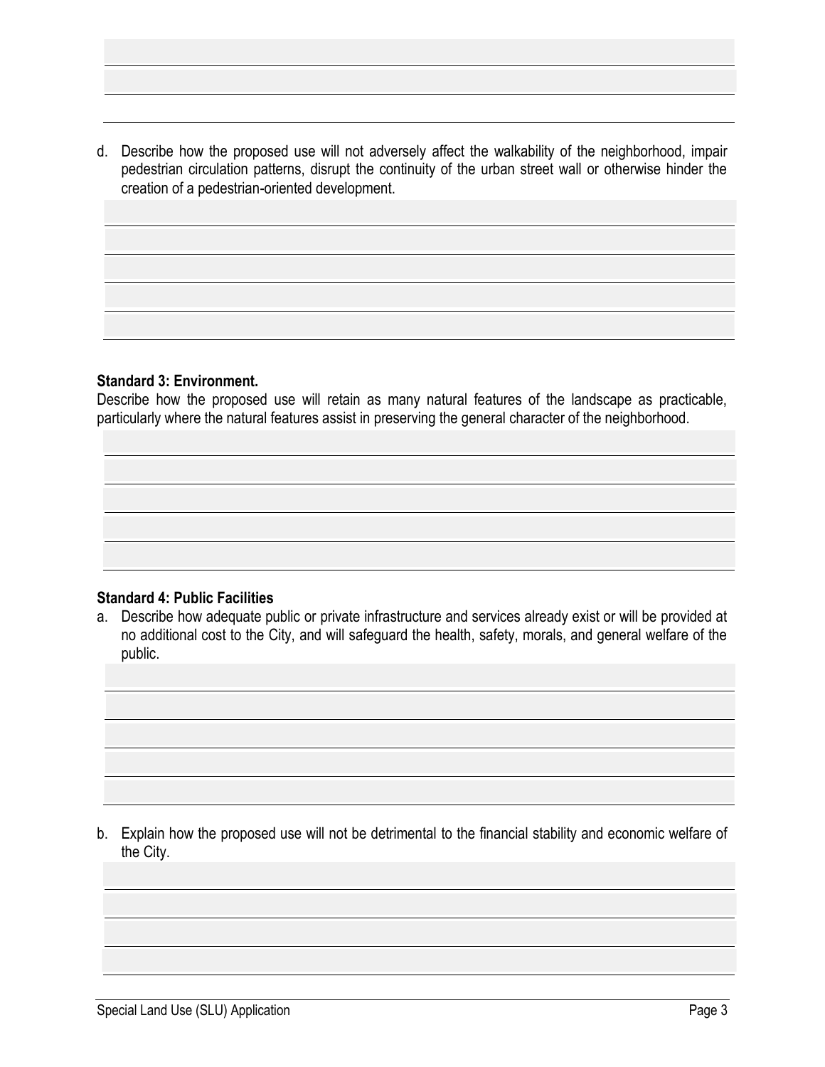d. Describe how the proposed use will not adversely affect the walkability of the neighborhood, impair pedestrian circulation patterns, disrupt the continuity of the urban street wall or otherwise hinder the creation of a pedestrian-oriented development.

**Standard 3: Environment.**

Describe how the proposed use will retain as many natural features of the landscape as practicable, particularly where the natural features assist in preserving the general character of the neighborhood.

**Standard 4: Public Facilities**

a. Describe how adequate public or private infrastructure and services already exist or will be provided at no additional cost to the City, and will safeguard the health, safety, morals, and general welfare of the public.

b. Explain how the proposed use will not be detrimental to the financial stability and economic welfare of the City.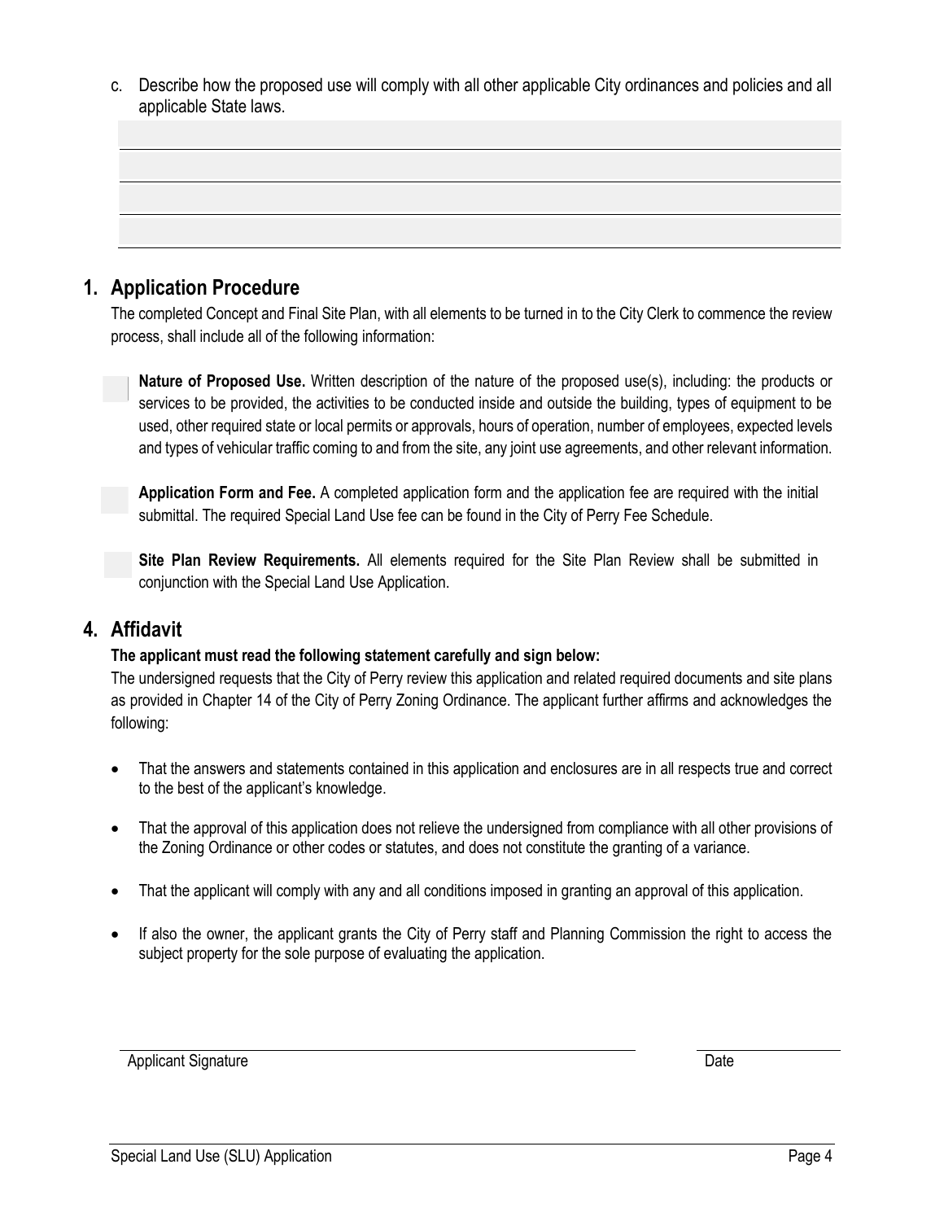c. Describe how the proposed use will comply with all other applicable City ordinances and policies and all applicable State laws.

## 1. Application Procedure

The completed Concept and Final Site Plan, with all elements to be turned in to the City Clerk to commence the review process, shall include all of the following information:

- **Nature of Proposed Use.** Written description of the nature of the proposed use(s), including: the products or services to be provided, the activities to be conducted inside and outside the building, types of equipment to be used, other required state or local permits or approvals, hours of operation, number of employees, expected levels and types of vehicular traffic coming to and from the site, any joint use agreements, and other relevant information.

- **Application Form and Fee.** A completed application form and the application fee are required with the initial submittal. The required Special Land Use fee can be found in the City of Perry Fee Schedule.

- **Site Plan Review Requirements.** All elements required for the Site Plan Review shall be submitted in conjunction with the Special Land Use Application.

## 4. Affidavit

**The applicant must read the following statement carefully and sign below:**

The undersigned requests that the City of Perry review this application and related required documents and site plans as provided in Chapter 14 of the City of Perry Zoning Ordinance. The applicant further affirms and acknowledges the following:

- That the answers and statements contained in this application and enclosures are in all respects true and correct to the best of the applicant's knowledge.
- That the approval of this application does not relieve the undersigned from compliance with all other provisions of the Zoning Ordinance or other codes or statutes, and does not constitute the granting of a variance.
- That the applicant will comply with any and all conditions imposed in granting an approval of this application.
- If also the owner, the applicant grants the City of Perry staff and Planning Commission the right to access the subject property for the sole purpose of evaluating the application.

Applicant Signature

Date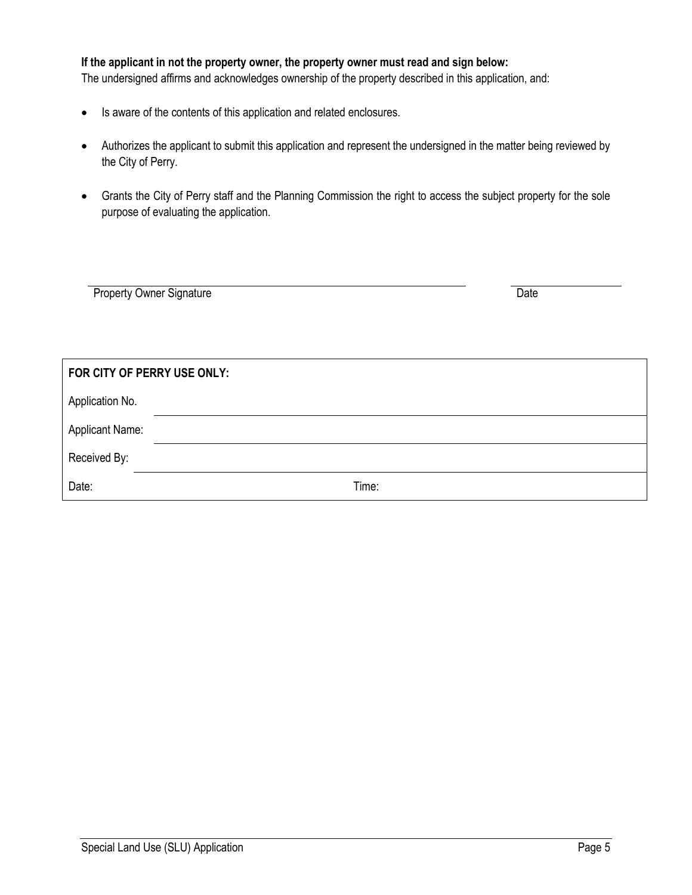**If the applicant in not the property owner, the property owner must read and sign below:**
The undersigned affirms and acknowledges ownership of the property described in this application, and:

- Is aware of the contents of this application and related enclosures.
- Authorizes the applicant to submit this application and represent the undersigned in the matter being reviewed by the City of Perry.
- Grants the City of Perry staff and the Planning Commission the right to access the subject property for the sole purpose of evaluating the application.

\_\_\_\_\_\_\_\_\_\_\_\_\_\_\_\_\_\_\_\_\_\_\_\_\_\_\_\_\_\_\_\_\_\_\_\_\_\_\_\_ \_\_\_\_\_\_\_\_\_\_\_\_\_\_\_\_
Property Owner Signature Date

| | |
|---|---|
| **FOR CITY OF PERRY USE ONLY:** | |
| Application No. | |
| Applicant Name: | |
| Received By: | |
| Date: | Time: |